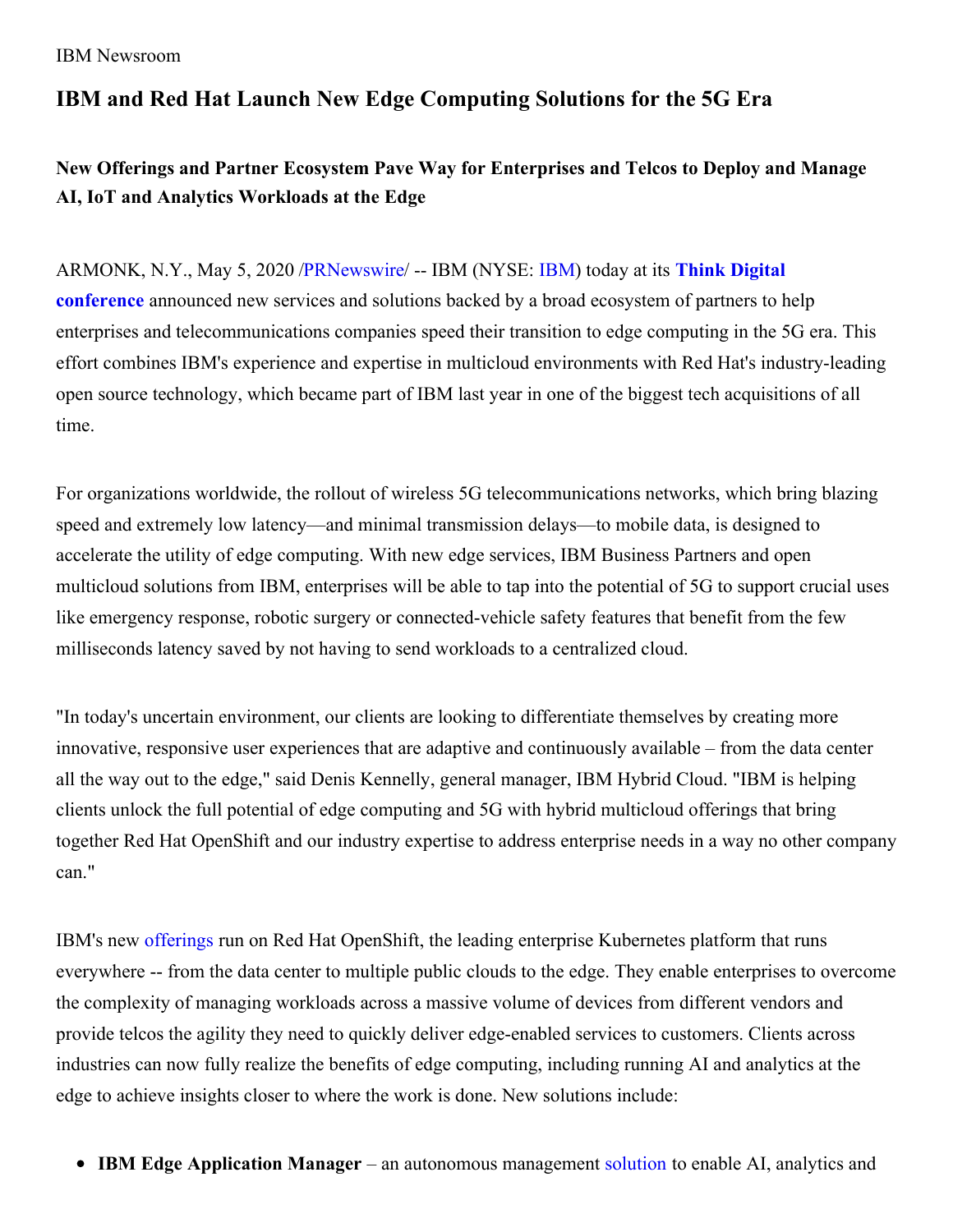IBM Newsroom

# IBM and Red Hat Launch New Edge Computing Solutions for the 5G Era

## New Offerings and Partner Ecosystem Pave Way for Enterprises and Telcos to Deploy and Manage AI, IoT and Analytics Workloads at the Edge

ARMONK, N.Y., May 5, 2020 /PRNewswire/ -- IBM (NYSE: IBM) today at its **Think Digital conference** announced new services and solutions backed by a broad ecosystem of partners to help enterprises and telecommunications companies speed their transition to edge computing in the 5G era. This effort combines IBM's experience and expertise in multicloud environments with Red Hat's industry-leading open source technology, which became part of IBM last year in one of the biggest tech acquisitions of all time.

For organizations worldwide, the rollout of wireless 5G telecommunications networks, which bring blazing speed and extremely low latency—and minimal transmission delays—to mobile data, is designed to accelerate the utility of edge computing. With new edge services, IBM Business Partners and open multicloud solutions from IBM, enterprises will be able to tap into the potential of 5G to support crucial uses like emergency response, robotic surgery or connected-vehicle safety features that benefit from the few milliseconds latency saved by not having to send workloads to a centralized cloud.

"In today's uncertain environment, our clients are looking to differentiate themselves by creating more innovative, responsive user experiences that are adaptive and continuously available – from the data center all the way out to the edge," said Denis Kennelly, general manager, IBM Hybrid Cloud. "IBM is helping clients unlock the full potential of edge computing and 5G with hybrid multicloud offerings that bring together Red Hat OpenShift and our industry expertise to address enterprise needs in a way no other company can."

IBM's new offerings run on Red Hat OpenShift, the leading enterprise Kubernetes platform that runs everywhere -- from the data center to multiple public clouds to the edge. They enable enterprises to overcome the complexity of managing workloads across a massive volume of devices from different vendors and provide telcos the agility they need to quickly deliver edge-enabled services to customers. Clients across industries can now fully realize the benefits of edge computing, including running AI and analytics at the edge to achieve insights closer to where the work is done. New solutions include:

- **IBM Edge Application Manager** – an autonomous management solution to enable AI, analytics and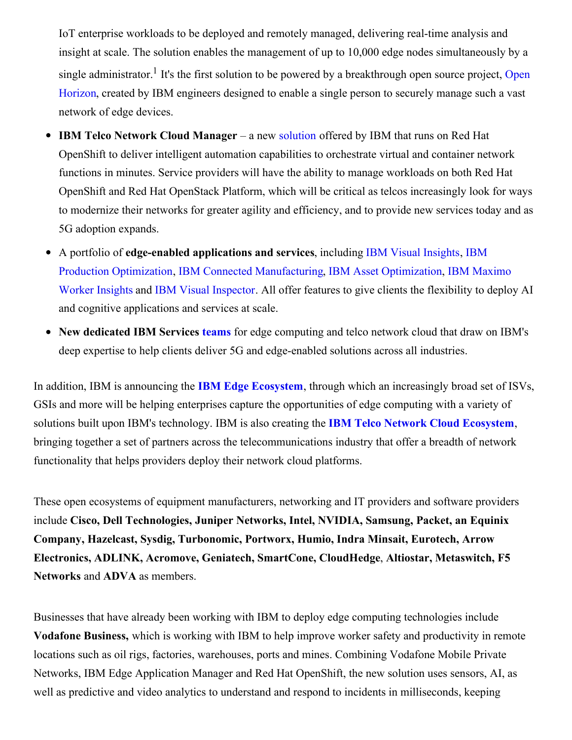IoT enterprise workloads to be deployed and remotely managed, delivering real-time analysis and insight at scale. The solution enables the management of up to 10,000 edge nodes simultaneously by a single administrator.[1] It's the first solution to be powered by a breakthrough open source project, Open Horizon, created by IBM engineers designed to enable a single person to securely manage such a vast network of edge devices.

- **IBM Telco Network Cloud Manager** – a new solution offered by IBM that runs on Red Hat OpenShift to deliver intelligent automation capabilities to orchestrate virtual and container network functions in minutes. Service providers will have the ability to manage workloads on both Red Hat OpenShift and Red Hat OpenStack Platform, which will be critical as telcos increasingly look for ways to modernize their networks for greater agility and efficiency, and to provide new services today and as 5G adoption expands.
- A portfolio of **edge-enabled applications and services**, including IBM Visual Insights, IBM Production Optimization, IBM Connected Manufacturing, IBM Asset Optimization, IBM Maximo Worker Insights and IBM Visual Inspector. All offer features to give clients the flexibility to deploy AI and cognitive applications and services at scale.
- **New dedicated IBM Services teams** for edge computing and telco network cloud that draw on IBM's deep expertise to help clients deliver 5G and edge-enabled solutions across all industries.

In addition, IBM is announcing the **IBM Edge Ecosystem**, through which an increasingly broad set of ISVs, GSIs and more will be helping enterprises capture the opportunities of edge computing with a variety of solutions built upon IBM's technology. IBM is also creating the **IBM Telco Network Cloud Ecosystem**, bringing together a set of partners across the telecommunications industry that offer a breadth of network functionality that helps providers deploy their network cloud platforms.

These open ecosystems of equipment manufacturers, networking and IT providers and software providers include **Cisco, Dell Technologies, Juniper Networks, Intel, NVIDIA, Samsung, Packet, an Equinix Company, Hazelcast, Sysdig, Turbonomic, Portworx, Humio, Indra Minsait, Eurotech, Arrow Electronics, ADLINK, Acromove, Geniatech, SmartCone, CloudHedge**, **Altiostar, Metaswitch, F5 Networks** and **ADVA** as members.

Businesses that have already been working with IBM to deploy edge computing technologies include **Vodafone Business,** which is working with IBM to help improve worker safety and productivity in remote locations such as oil rigs, factories, warehouses, ports and mines. Combining Vodafone Mobile Private Networks, IBM Edge Application Manager and Red Hat OpenShift, the new solution uses sensors, AI, as well as predictive and video analytics to understand and respond to incidents in milliseconds, keeping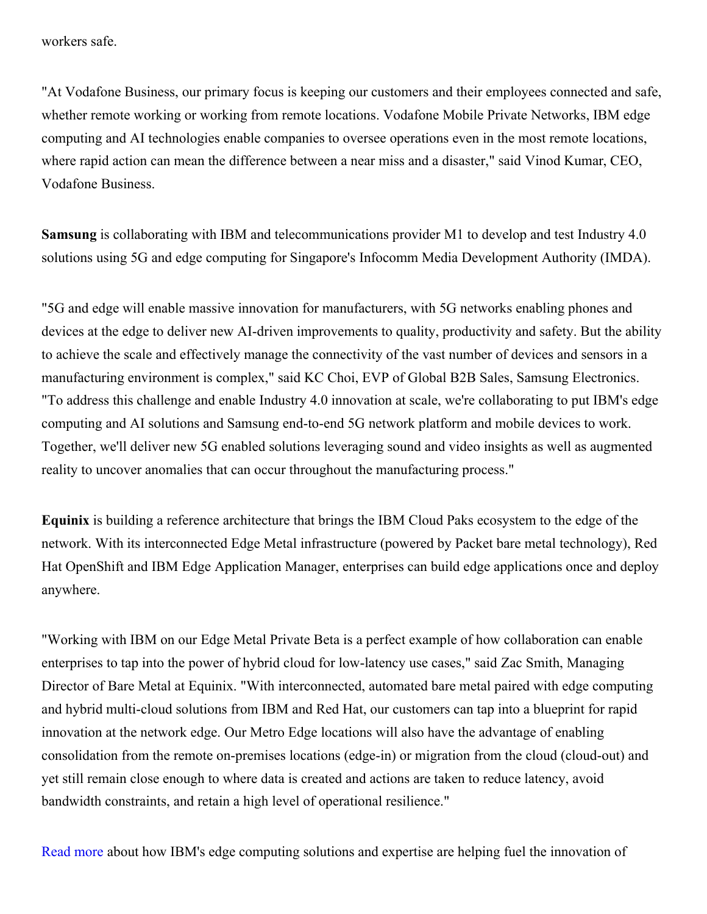workers safe.

"At Vodafone Business, our primary focus is keeping our customers and their employees connected and safe, whether remote working or working from remote locations. Vodafone Mobile Private Networks, IBM edge computing and AI technologies enable companies to oversee operations even in the most remote locations, where rapid action can mean the difference between a near miss and a disaster," said Vinod Kumar, CEO, Vodafone Business.

**Samsung** is collaborating with IBM and telecommunications provider M1 to develop and test Industry 4.0 solutions using 5G and edge computing for Singapore's Infocomm Media Development Authority (IMDA).

"5G and edge will enable massive innovation for manufacturers, with 5G networks enabling phones and devices at the edge to deliver new AI-driven improvements to quality, productivity and safety. But the ability to achieve the scale and effectively manage the connectivity of the vast number of devices and sensors in a manufacturing environment is complex," said KC Choi, EVP of Global B2B Sales, Samsung Electronics. "To address this challenge and enable Industry 4.0 innovation at scale, we're collaborating to put IBM's edge computing and AI solutions and Samsung end-to-end 5G network platform and mobile devices to work. Together, we'll deliver new 5G enabled solutions leveraging sound and video insights as well as augmented reality to uncover anomalies that can occur throughout the manufacturing process."

**Equinix** is building a reference architecture that brings the IBM Cloud Paks ecosystem to the edge of the network. With its interconnected Edge Metal infrastructure (powered by Packet bare metal technology), Red Hat OpenShift and IBM Edge Application Manager, enterprises can build edge applications once and deploy anywhere.

"Working with IBM on our Edge Metal Private Beta is a perfect example of how collaboration can enable enterprises to tap into the power of hybrid cloud for low-latency use cases," said Zac Smith, Managing Director of Bare Metal at Equinix. "With interconnected, automated bare metal paired with edge computing and hybrid multi-cloud solutions from IBM and Red Hat, our customers can tap into a blueprint for rapid innovation at the network edge. Our Metro Edge locations will also have the advantage of enabling consolidation from the remote on-premises locations (edge-in) or migration from the cloud (cloud-out) and yet still remain close enough to where data is created and actions are taken to reduce latency, avoid bandwidth constraints, and retain a high level of operational resilience."

Read more about how IBM's edge computing solutions and expertise are helping fuel the innovation of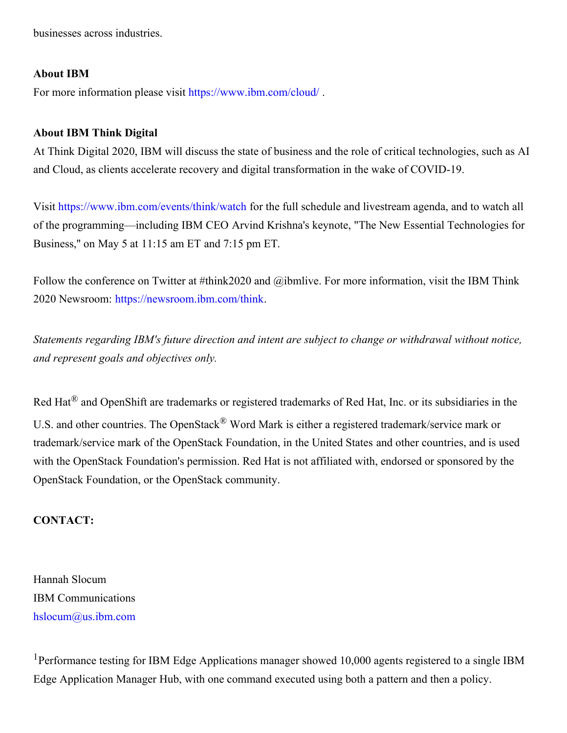businesses across industries.

**About IBM**

For more information please visit https://www.ibm.com/cloud/ .

**About IBM Think Digital**

At Think Digital 2020, IBM will discuss the state of business and the role of critical technologies, such as AI and Cloud, as clients accelerate recovery and digital transformation in the wake of COVID-19.

Visit https://www.ibm.com/events/think/watch for the full schedule and livestream agenda, and to watch all of the programming—including IBM CEO Arvind Krishna's keynote, "The New Essential Technologies for Business," on May 5 at 11:15 am ET and 7:15 pm ET.

Follow the conference on Twitter at #think2020 and @ibmlive. For more information, visit the IBM Think 2020 Newsroom: https://newsroom.ibm.com/think.

*Statements regarding IBM's future direction and intent are subject to change or withdrawal without notice, and represent goals and objectives only.*

Red Hat® and OpenShift are trademarks or registered trademarks of Red Hat, Inc. or its subsidiaries in the U.S. and other countries. The OpenStack® Word Mark is either a registered trademark/service mark or trademark/service mark of the OpenStack Foundation, in the United States and other countries, and is used with the OpenStack Foundation's permission. Red Hat is not affiliated with, endorsed or sponsored by the OpenStack Foundation, or the OpenStack community.

**CONTACT:**

Hannah Slocum
IBM Communications
hslocum@us.ibm.com

[1]Performance testing for IBM Edge Applications manager showed 10,000 agents registered to a single IBM Edge Application Manager Hub, with one command executed using both a pattern and then a policy.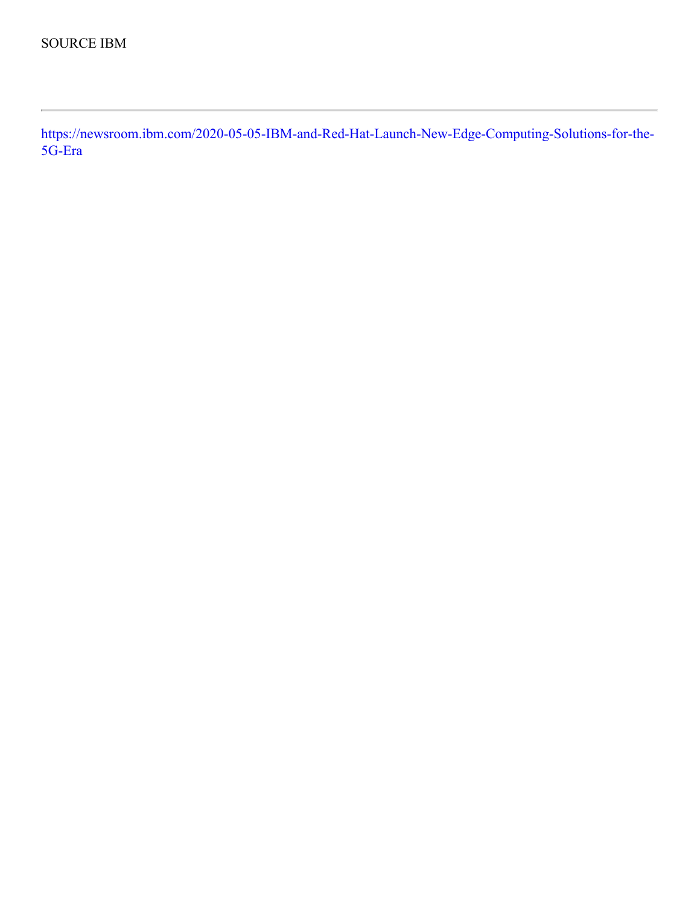SOURCE IBM

---

https://newsroom.ibm.com/2020-05-05-IBM-and-Red-Hat-Launch-New-Edge-Computing-Solutions-for-the-5G-Era